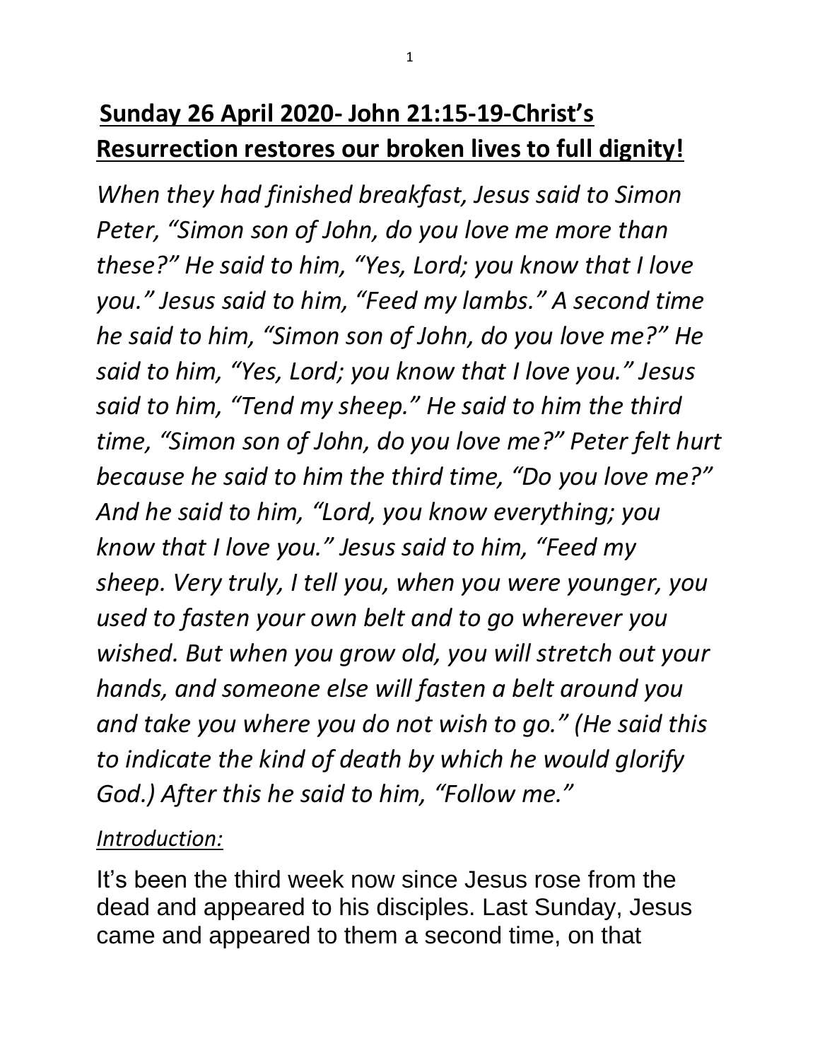# **Sunday 26 April 2020- John 21:15-19-Christ's Resurrection restores our broken lives to full dignity!**

*When they had finished breakfast, Jesus said to Simon Peter, "Simon son of John, do you love me more than these?" He said to him, "Yes, Lord; you know that I love you." Jesus said to him, "Feed my lambs." A second time he said to him, "Simon son of John, do you love me?" He said to him, "Yes, Lord; you know that I love you." Jesus said to him, "Tend my sheep." He said to him the third time, "Simon son of John, do you love me?" Peter felt hurt because he said to him the third time, "Do you love me?" And he said to him, "Lord, you know everything; you know that I love you." Jesus said to him, "Feed my sheep. Very truly, I tell you, when you were younger, you used to fasten your own belt and to go wherever you wished. But when you grow old, you will stretch out your hands, and someone else will fasten a belt around you and take you where you do not wish to go." (He said this to indicate the kind of death by which he would glorify God.) After this he said to him, "Follow me."*

*Introduction:*

It's been the third week now since Jesus rose from the dead and appeared to his disciples. Last Sunday, Jesus came and appeared to them a second time, on that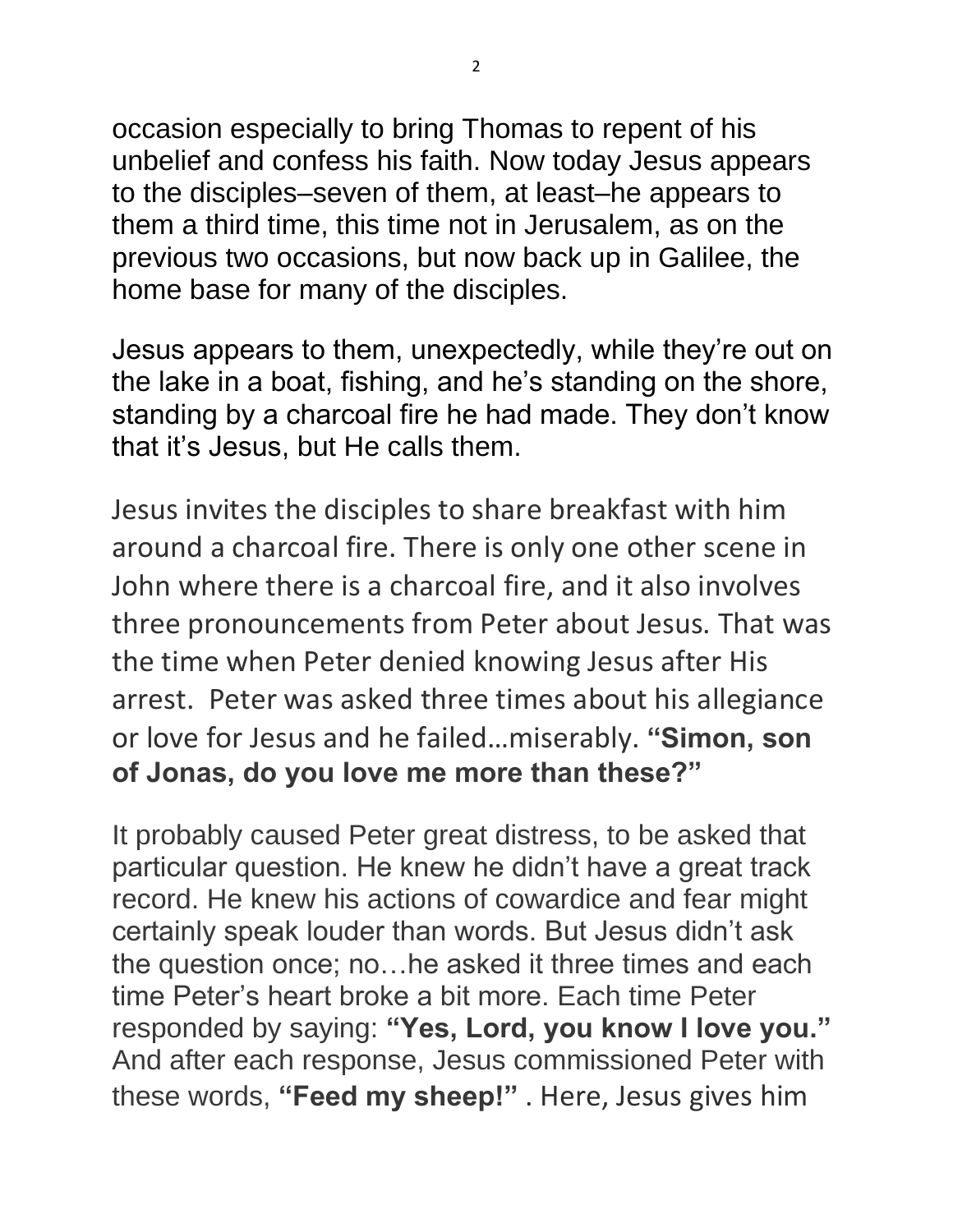occasion especially to bring Thomas to repent of his unbelief and confess his faith. Now today Jesus appears to the disciples–seven of them, at least–he appears to them a third time, this time not in Jerusalem, as on the previous two occasions, but now back up in Galilee, the home base for many of the disciples.

Jesus appears to them, unexpectedly, while they're out on the lake in a boat, fishing, and he's standing on the shore, standing by a charcoal fire he had made. They don't know that it's Jesus, but He calls them.

Jesus invites the disciples to share breakfast with him around a charcoal fire. There is only one other scene in John where there is a charcoal fire, and it also involves three pronouncements from Peter about Jesus. That was the time when Peter denied knowing Jesus after His arrest. Peter was asked three times about his allegiance or love for Jesus and he failed…miserably. **"Simon, son of Jonas, do you love me more than these?"**

It probably caused Peter great distress, to be asked that particular question. He knew he didn't have a great track record. He knew his actions of cowardice and fear might certainly speak louder than words. But Jesus didn't ask the question once; no…he asked it three times and each time Peter's heart broke a bit more. Each time Peter responded by saying: **"Yes, Lord, you know I love you."** And after each response, Jesus commissioned Peter with these words, **"Feed my sheep!"** . Here, Jesus gives him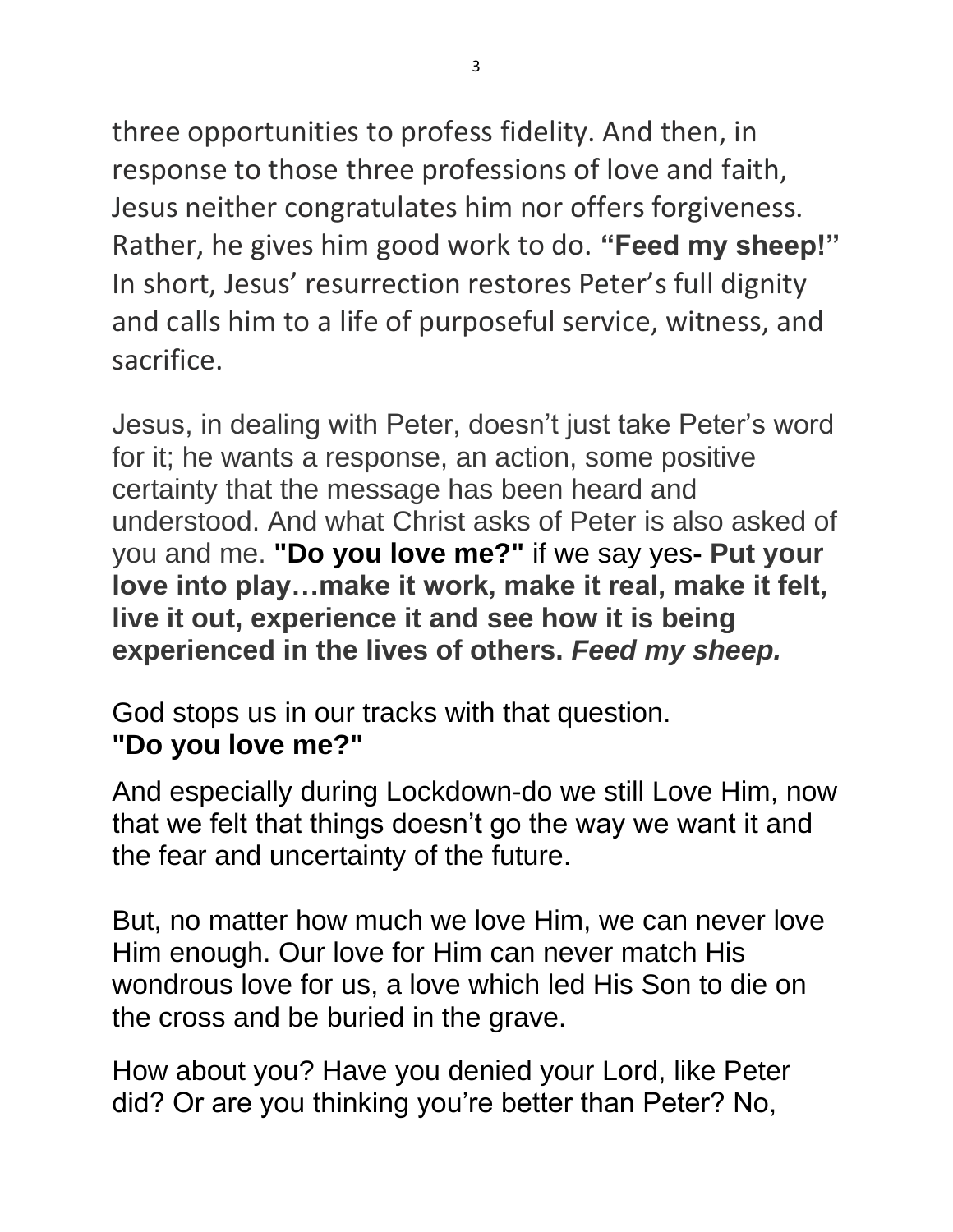three opportunities to profess fidelity. And then, in response to those three professions of love and faith, Jesus neither congratulates him nor offers forgiveness. Rather, he gives him good work to do. **"Feed my sheep!"** In short, Jesus' resurrection restores Peter's full dignity and calls him to a life of purposeful service, witness, and sacrifice.

Jesus, in dealing with Peter, doesn't just take Peter's word for it; he wants a response, an action, some positive certainty that the message has been heard and understood. And what Christ asks of Peter is also asked of you and me. **"Do you love me?"** if we say yes**- Put your love into play…make it work, make it real, make it felt, live it out, experience it and see how it is being experienced in the lives of others.** ***Feed my sheep.***

God stops us in our tracks with that question.
**"Do you love me?"**

And especially during Lockdown-do we still Love Him, now that we felt that things doesn't go the way we want it and the fear and uncertainty of the future.

But, no matter how much we love Him, we can never love Him enough. Our love for Him can never match His wondrous love for us, a love which led His Son to die on the cross and be buried in the grave.

How about you? Have you denied your Lord, like Peter did? Or are you thinking you're better than Peter? No,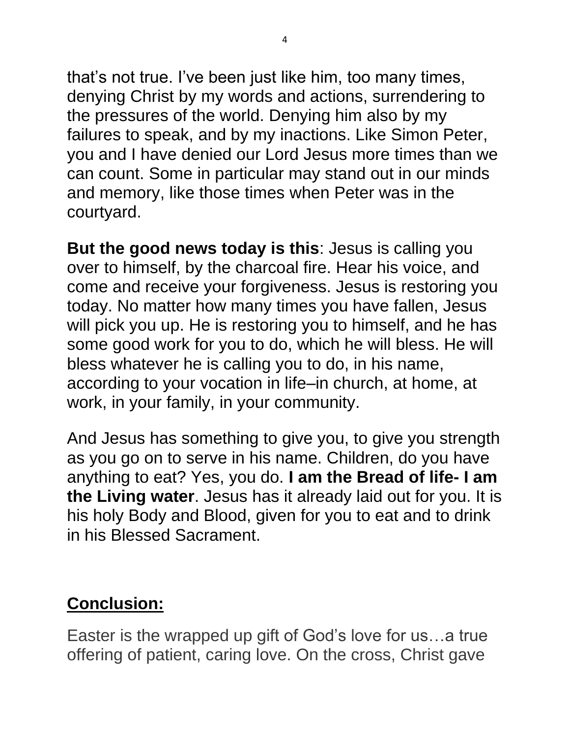that's not true. I've been just like him, too many times, denying Christ by my words and actions, surrendering to the pressures of the world. Denying him also by my failures to speak, and by my inactions. Like Simon Peter, you and I have denied our Lord Jesus more times than we can count. Some in particular may stand out in our minds and memory, like those times when Peter was in the courtyard.

**But the good news today is this**: Jesus is calling you over to himself, by the charcoal fire. Hear his voice, and come and receive your forgiveness. Jesus is restoring you today. No matter how many times you have fallen, Jesus will pick you up. He is restoring you to himself, and he has some good work for you to do, which he will bless. He will bless whatever he is calling you to do, in his name, according to your vocation in life–in church, at home, at work, in your family, in your community.

And Jesus has something to give you, to give you strength as you go on to serve in his name. Children, do you have anything to eat? Yes, you do. **I am the Bread of life- I am the Living water**. Jesus has it already laid out for you. It is his holy Body and Blood, given for you to eat and to drink in his Blessed Sacrament.

## Conclusion:

Easter is the wrapped up gift of God's love for us…a true offering of patient, caring love. On the cross, Christ gave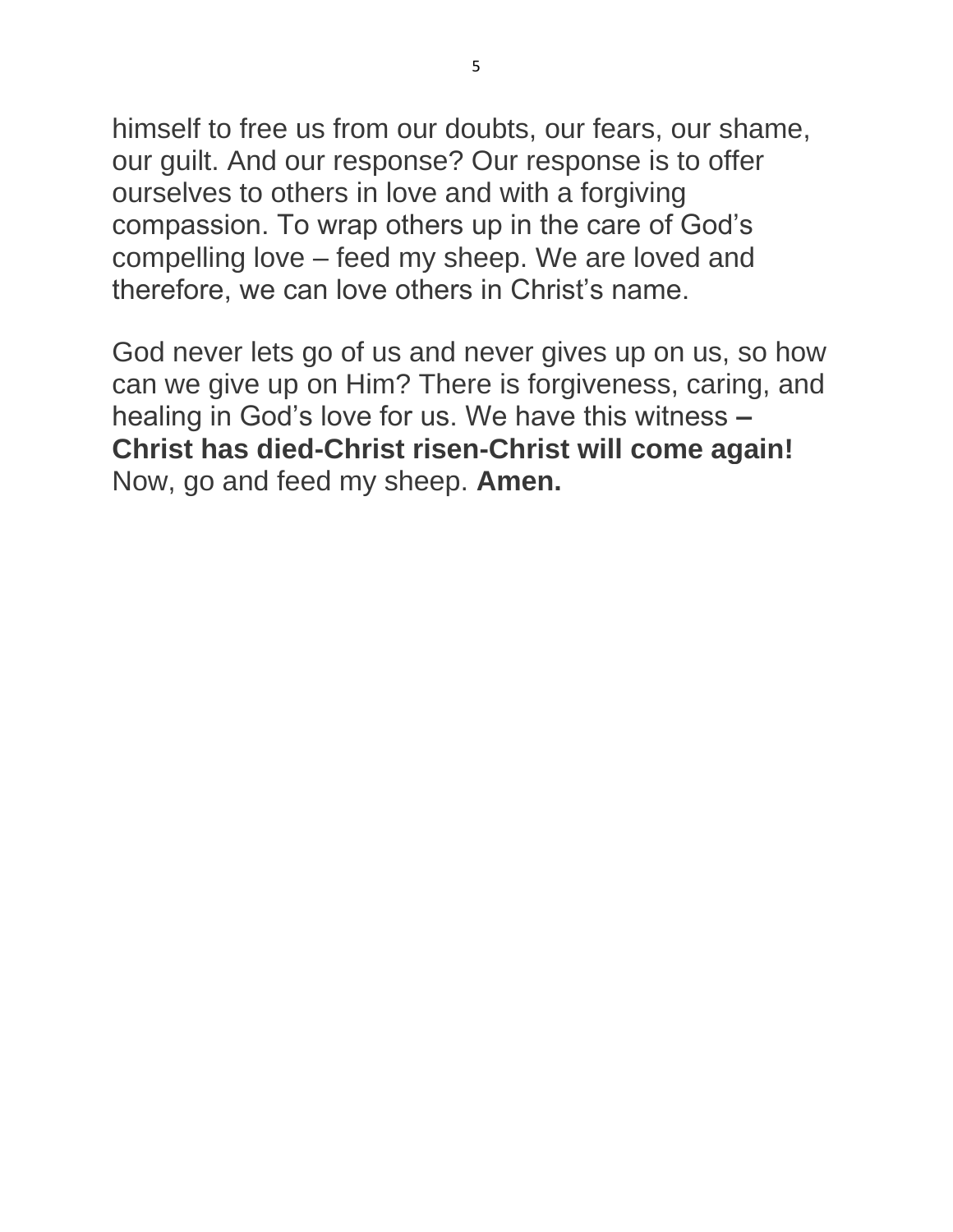himself to free us from our doubts, our fears, our shame, our guilt. And our response? Our response is to offer ourselves to others in love and with a forgiving compassion. To wrap others up in the care of God's compelling love – feed my sheep. We are loved and therefore, we can love others in Christ's name.

God never lets go of us and never gives up on us, so how can we give up on Him? There is forgiveness, caring, and healing in God's love for us. We have this witness **– Christ has died-Christ risen-Christ will come again!** Now, go and feed my sheep. **Amen.**